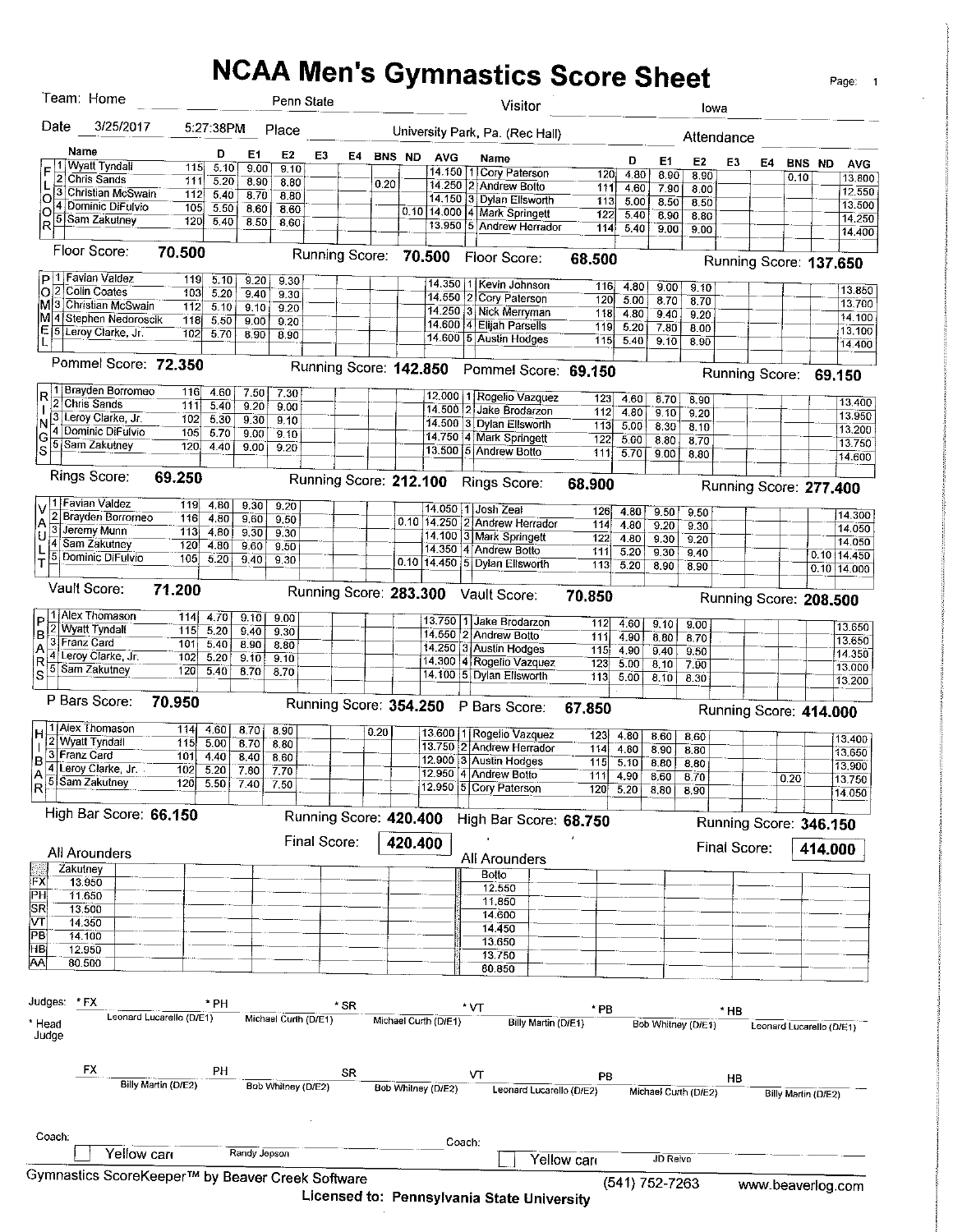# NCAA Men's Gymnastics Score Sheet

Team: Home Penn State | Visitor Iowa

Date 3/25/2017 5:27:38PM | Place University Park, Pa. (Rec Hall) | Attendance

## FLOOR

| # | Name | | D | E1 | E2 | E3 | E4 | BNS | ND | AVG | # | Name | | D | E1 | E2 | E3 | E4 | BNS | ND | AVG |
|---|---|---|---|---|---|---|---|---|---|---|---|---|---|---|---|---|---|---|---|---|---|
| 1 | Wyatt Tyndall | 115 | 5.10 | 9.00 | 9.10 | | | | | 14.150 | 1 | Cory Paterson | 120 | 4.80 | 8.90 | 8.90 | | | | 0.10 | 13.800 |
| 2 | Chris Sands | 111 | 5.20 | 8.90 | 8.80 | | | 0.20 | | 14.250 | 2 | Andrew Botto | 111 | 4.60 | 7.90 | 8.00 | | | | | 12.550 |
| 3 | Christian McSwain | 112 | 5.40 | 8.70 | 8.80 | | | | | 14.150 | 3 | Dylan Ellsworth | 113 | 5.00 | 8.50 | 8.50 | | | | | 13.500 |
| 4 | Dominic DiFulvio | 105 | 5.50 | 8.60 | 8.60 | | | | 0.10 | 14.000 | 4 | Mark Springett | 122 | 5.40 | 8.90 | 8.80 | | | | | 14.250 |
| 5 | Sam Zakutney | 120 | 5.40 | 8.50 | 8.60 | | | | | 13.950 | 5 | Andrew Herrador | 114 | 5.40 | 9.00 | 9.00 | | | | | 14.400 |

Floor Score: **70.500** Running Score: **70.500** | Floor Score: **68.500** Running Score: **137.650**

## POMMEL

| # | Name | | D | E1 | E2 | E3 | E4 | BNS | ND | AVG | # | Name | | D | E1 | E2 | E3 | E4 | BNS | ND | AVG |
|---|---|---|---|---|---|---|---|---|---|---|---|---|---|---|---|---|---|---|---|---|---|
| 1 | Favian Valdez | 119 | 5.10 | 9.20 | 9.30 | | | | | 14.350 | 1 | Kevin Johnson | 116 | 4.80 | 9.00 | 9.10 | | | | | 13.850 |
| 2 | Colin Coates | 103 | 5.20 | 9.40 | 9.30 | | | | | 14.550 | 2 | Cory Paterson | 120 | 5.00 | 8.70 | 8.70 | | | | | 13.700 |
| 3 | Christian McSwain | 112 | 5.10 | 9.10 | 9.20 | | | | | 14.250 | 3 | Nick Merryman | 118 | 4.80 | 9.40 | 9.20 | | | | | 14.100 |
| 4 | Stephen Nedoroscik | 118 | 5.50 | 9.00 | 9.20 | | | | | 14.600 | 4 | Elijah Parsells | 119 | 5.20 | 7.80 | 8.00 | | | | | 13.100 |
| 5 | Leroy Clarke, Jr. | 102 | 5.70 | 8.90 | 8.90 | | | | | 14.600 | 5 | Austin Hodges | 115 | 5.40 | 9.10 | 8.90 | | | | | 14.400 |

Pommel Score: **72.350** Running Score: **142.850** | Pommel Score: **69.150** Running Score: **69.150**

## RINGS

| # | Name | | D | E1 | E2 | E3 | E4 | BNS | ND | AVG | # | Name | | D | E1 | E2 | E3 | E4 | BNS | ND | AVG |
|---|---|---|---|---|---|---|---|---|---|---|---|---|---|---|---|---|---|---|---|---|---|
| 1 | Brayden Borromeo | 116 | 4.60 | 7.50 | 7.30 | | | | | 12.000 | 1 | Rogelio Vazquez | 123 | 4.60 | 8.70 | 8.90 | | | | | 13.400 |
| 2 | Chris Sands | 111 | 5.40 | 9.20 | 9.00 | | | | | 14.500 | 2 | Jake Brodarzon | 112 | 4.80 | 9.10 | 9.20 | | | | | 13.950 |
| 3 | Leroy Clarke, Jr. | 102 | 5.30 | 9.30 | 9.10 | | | | | 14.500 | 3 | Dylan Ellsworth | 113 | 5.00 | 8.30 | 8.10 | | | | | 13.200 |
| 4 | Dominic DiFulvio | 105 | 5.70 | 9.00 | 9.10 | | | | | 14.750 | 4 | Mark Springett | 122 | 5.00 | 8.80 | 8.70 | | | | | 13.750 |
| 5 | Sam Zakutney | 120 | 4.40 | 9.00 | 9.20 | | | | | 13.500 | 5 | Andrew Botto | 111 | 5.70 | 9.00 | 8.80 | | | | | 14.600 |

Rings Score: **69.250** Running Score: **212.100** | Rings Score: **68.900** Running Score: **277.400**

## VAULT

| # | Name | | D | E1 | E2 | E3 | E4 | BNS | ND | AVG | # | Name | | D | E1 | E2 | E3 | E4 | BNS | ND | AVG |
|---|---|---|---|---|---|---|---|---|---|---|---|---|---|---|---|---|---|---|---|---|---|
| 1 | Favian Valdez | 119 | 4.80 | 9.30 | 9.20 | | | | | 14.050 | 1 | Josh Zeal | 126 | 4.80 | 9.50 | 9.50 | | | | | 14.300 |
| 2 | Brayden Borromeo | 116 | 4.80 | 9.60 | 9.50 | | | | 0.10 | 14.250 | 2 | Andrew Herrador | 114 | 4.80 | 9.20 | 9.30 | | | | | 14.050 |
| 3 | Jeremy Munn | 113 | 4.80 | 9.30 | 9.30 | | | | | 14.100 | 3 | Mark Springett | 122 | 4.80 | 9.30 | 9.20 | | | | | 14.050 |
| 4 | Sam Zakutney | 120 | 4.80 | 9.60 | 9.50 | | | | | 14.350 | 4 | Andrew Botto | 111 | 5.20 | 9.30 | 9.40 | | | | 0.10 | 14.450 |
| 5 | Dominic DiFulvio | 105 | 5.20 | 9.40 | 9.30 | | | | 0.10 | 14.450 | 5 | Dylan Ellsworth | 113 | 5.20 | 8.90 | 8.90 | | | | 0.10 | 14.000 |

Vault Score: **71.200** Running Score: **283.300** | Vault Score: **70.850** Running Score: **208.500**

## P BARS

| # | Name | | D | E1 | E2 | E3 | E4 | BNS | ND | AVG | # | Name | | D | E1 | E2 | E3 | E4 | BNS | ND | AVG |
|---|---|---|---|---|---|---|---|---|---|---|---|---|---|---|---|---|---|---|---|---|---|
| 1 | Alex Thomason | 114 | 4.70 | 9.10 | 9.00 | | | | | 13.750 | 1 | Jake Brodarzon | 112 | 4.60 | 9.10 | 9.00 | | | | | 13.650 |
| 2 | Wyatt Tyndall | 115 | 5.20 | 9.40 | 9.30 | | | | | 14.550 | 2 | Andrew Botto | 111 | 4.90 | 8.80 | 8.70 | | | | | 13.650 |
| 3 | Franz Card | 101 | 5.40 | 8.90 | 8.80 | | | | | 14.250 | 3 | Austin Hodges | 115 | 4.90 | 9.40 | 9.50 | | | | | 14.350 |
| 4 | Leroy Clarke, Jr. | 102 | 5.20 | 9.10 | 9.10 | | | | | 14.300 | 4 | Rogelio Vazquez | 123 | 5.00 | 8.10 | 7.90 | | | | | 13.000 |
| 5 | Sam Zakutney | 120 | 5.40 | 8.70 | 8.70 | | | | | 14.100 | 5 | Dylan Ellsworth | 113 | 5.00 | 8.10 | 8.30 | | | | | 13.200 |

P Bars Score: **70.950** Running Score: **354.250** | P Bars Score: **67.850** Running Score: **414.000**

## HIBAR

| # | Name | | D | E1 | E2 | E3 | E4 | BNS | ND | AVG | # | Name | | D | E1 | E2 | E3 | E4 | BNS | ND | AVG |
|---|---|---|---|---|---|---|---|---|---|---|---|---|---|---|---|---|---|---|---|---|---|
| 1 | Alex Thomason | 114 | 4.60 | 8.70 | 8.90 | | | 0.20 | | 13.600 | 1 | Rogelio Vazquez | 123 | 4.80 | 8.60 | 8.60 | | | | | 13.400 |
| 2 | Wyatt Tyndall | 115 | 5.00 | 8.70 | 8.80 | | | | | 13.750 | 2 | Andrew Herrador | 114 | 4.80 | 8.90 | 8.80 | | | | | 13.650 |
| 3 | Franz Card | 101 | 4.40 | 8.40 | 8.60 | | | | | 12.900 | 3 | Austin Hodges | 115 | 5.10 | 8.80 | 8.80 | | | | | 13.900 |
| 4 | Leroy Clarke, Jr. | 102 | 5.20 | 7.80 | 7.70 | | | | | 12.950 | 4 | Andrew Botto | 111 | 4.90 | 8.60 | 8.70 | | | 0.20 | | 13.750 |
| 5 | Sam Zakutney | 120 | 5.50 | 7.40 | 7.50 | | | | | 12.950 | 5 | Cory Paterson | 120 | 5.20 | 8.80 | 8.90 | | | | | 14.050 |

High Bar Score: **66.150** Running Score: **420.400** | High Bar Score: **68.750** Running Score: **346.150**

Final Score: **420.400** | Final Score: **414.000**

## All Arounders

| Event | Zakutney |
|---|---|
| FX | 13.950 |
| PH | 11.650 |
| SR | 13.500 |
| VT | 14.350 |
| PB | 14.100 |
| HB | 12.950 |
| AA | 80.500 |

| Event | Botto |
|---|---|
| FX | 12.550 |
| PH | 11.850 |
| SR | 14.600 |
| VT | 14.450 |
| PB | 13.650 |
| HB | 13.750 |
| AA | 80.850 |

## Judges

| | FX | PH | SR | VT | PB | HB |
|---|---|---|---|---|---|---|
| * Head Judge | Leonard Lucarello (D/E1) | Michael Curth (D/E1) | Michael Curth (D/E1) | Billy Martin (D/E1) | Bob Whitney (D/E1) | Leonard Lucarello (D/E1) |
| | Billy Martin (D/E2) | Bob Whitney (D/E2) | Bob Whitney (D/E2) | Leonard Lucarello (D/E2) | Michael Curth (D/E2) | Billy Martin (D/E2) |

Coach: Randy Jepson ☐ Yellow card | Coach: JD Reive ☐ Yellow card

Gymnastics ScoreKeeper™ by Beaver Creek Software (541) 752-7263 www.beaverlog.com

Licensed to: Pennsylvania State University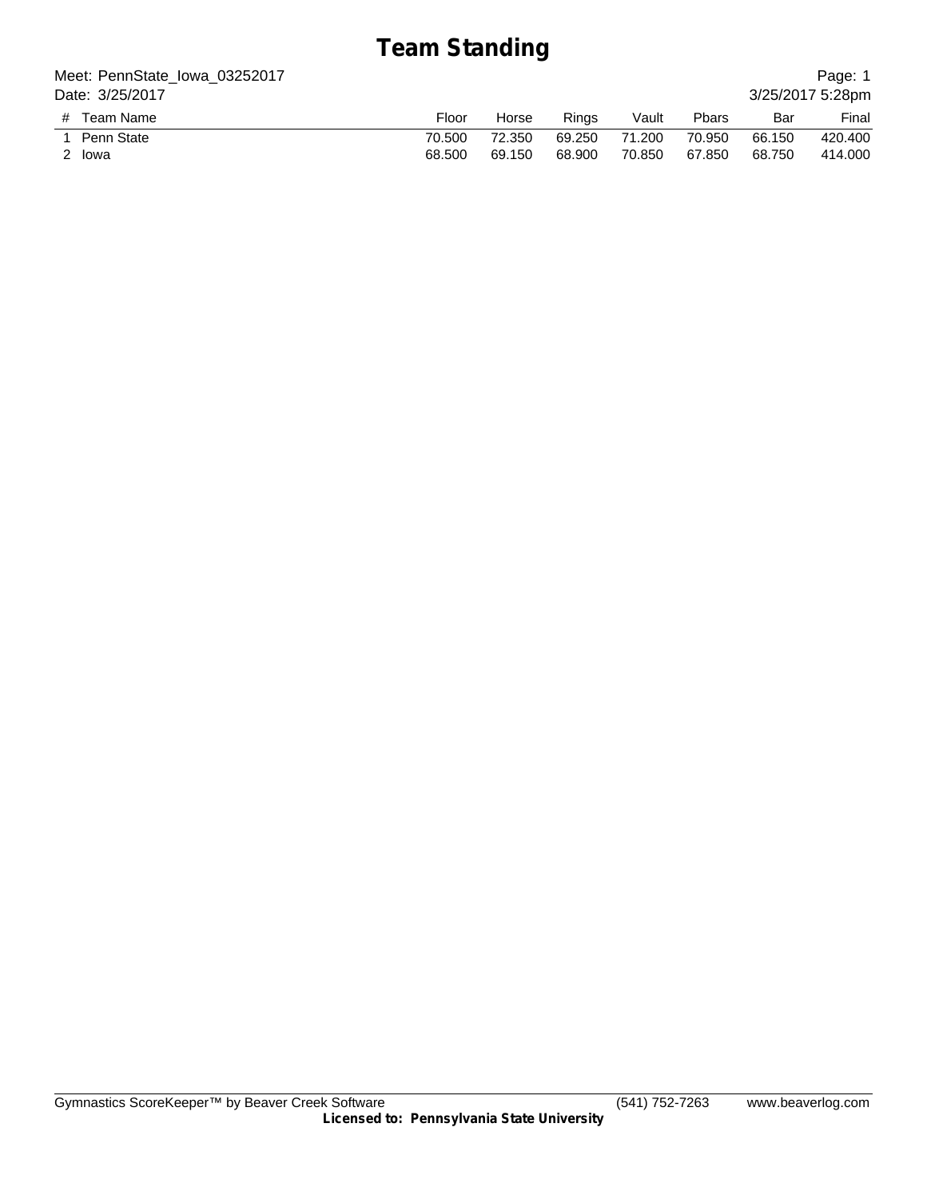# Team Standing

Meet: PennState_Iowa_03252017
Date: 3/25/2017

3/25/2017 5:28pm

| # | Team Name | Floor | Horse | Rings | Vault | Pbars | Bar | Final |
|---|---|---|---|---|---|---|---|---|
| 1 | Penn State | 70.500 | 72.350 | 69.250 | 71.200 | 70.950 | 66.150 | 420.400 |
| 2 | Iowa | 68.500 | 69.150 | 68.900 | 70.850 | 67.850 | 68.750 | 414.000 |

Gymnastics ScoreKeeper™ by Beaver Creek Software (541) 752-7263 www.beaverlog.com
**Licensed to: Pennsylvania State University**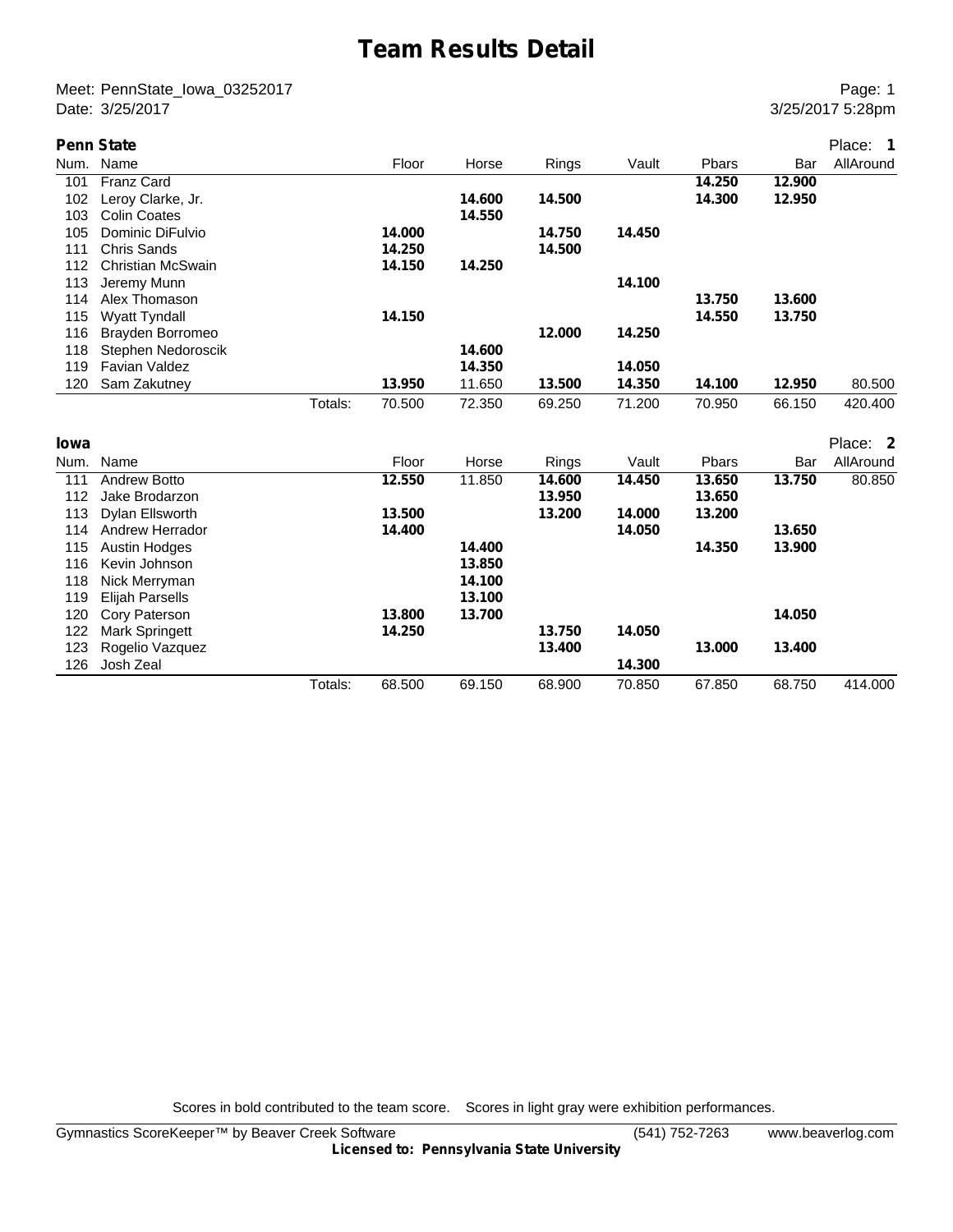# Team Results Detail

Meet: PennState_Iowa_03252017
Date: 3/25/2017

Page: 1
3/25/2017 5:28pm

**Penn State** — Place: **1**

| Num. | Name | | Floor | Horse | Rings | Vault | Pbars | Bar | AllAround |
|---|---|---|---|---|---|---|---|---|---|
| 101 | Franz Card | | | | | | **14.250** | **12.900** | |
| 102 | Leroy Clarke, Jr. | | | **14.600** | **14.500** | | **14.300** | **12.950** | |
| 103 | Colin Coates | | | **14.550** | | | | | |
| 105 | Dominic DiFulvio | | **14.000** | | **14.750** | **14.450** | | | |
| 111 | Chris Sands | | **14.250** | | **14.500** | | | | |
| 112 | Christian McSwain | | **14.150** | **14.250** | | | | | |
| 113 | Jeremy Munn | | | | | **14.100** | | | |
| 114 | Alex Thomason | | | | | | **13.750** | **13.600** | |
| 115 | Wyatt Tyndall | | **14.150** | | | | **14.550** | **13.750** | |
| 116 | Brayden Borromeo | | | | **12.000** | **14.250** | | | |
| 118 | Stephen Nedoroscik | | | **14.600** | | | | | |
| 119 | Favian Valdez | | | **14.350** | | **14.050** | | | |
| 120 | Sam Zakutney | | **13.950** | 11.650 | **13.500** | **14.350** | **14.100** | **12.950** | 80.500 |
| | | Totals: | 70.500 | 72.350 | 69.250 | 71.200 | 70.950 | 66.150 | 420.400 |

**Iowa** — Place: **2**

| Num. | Name | | Floor | Horse | Rings | Vault | Pbars | Bar | AllAround |
|---|---|---|---|---|---|---|---|---|---|
| 111 | Andrew Botto | | **12.550** | 11.850 | **14.600** | **14.450** | **13.650** | **13.750** | 80.850 |
| 112 | Jake Brodarzon | | | | **13.950** | | **13.650** | | |
| 113 | Dylan Ellsworth | | **13.500** | | **13.200** | **14.000** | **13.200** | | |
| 114 | Andrew Herrador | | **14.400** | | | **14.050** | | **13.650** | |
| 115 | Austin Hodges | | | **14.400** | | | **14.350** | **13.900** | |
| 116 | Kevin Johnson | | | **13.850** | | | | | |
| 118 | Nick Merryman | | | **14.100** | | | | | |
| 119 | Elijah Parsells | | | **13.100** | | | | | |
| 120 | Cory Paterson | | **13.800** | **13.700** | | | | **14.050** | |
| 122 | Mark Springett | | **14.250** | | **13.750** | **14.050** | | | |
| 123 | Rogelio Vazquez | | | | **13.400** | | **13.000** | **13.400** | |
| 126 | Josh Zeal | | | | | **14.300** | | | |
| | | Totals: | 68.500 | 69.150 | 68.900 | 70.850 | 67.850 | 68.750 | 414.000 |

Scores in bold contributed to the team score. Scores in light gray were exhibition performances.

Gymnastics ScoreKeeper™ by Beaver Creek Software (541) 752-7263 www.beaverlog.com
**Licensed to: Pennsylvania State University**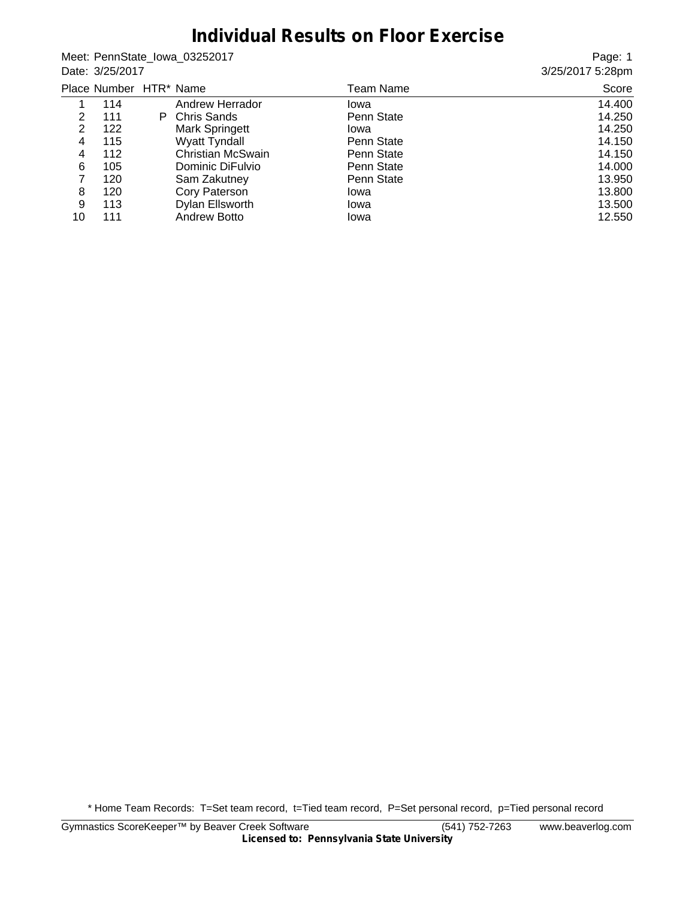# Individual Results on Floor Exercise

Meet: PennState_Iowa_03252017
Date: 3/25/2017

Page: 1
3/25/2017 5:28pm

| Place | Number | HTR* | Name | Team Name | Score |
|---|---|---|---|---|---|
| 1 | 114 | | Andrew Herrador | Iowa | 14.400 |
| 2 | 111 | P | Chris Sands | Penn State | 14.250 |
| 2 | 122 | | Mark Springett | Iowa | 14.250 |
| 4 | 115 | | Wyatt Tyndall | Penn State | 14.150 |
| 4 | 112 | | Christian McSwain | Penn State | 14.150 |
| 6 | 105 | | Dominic DiFulvio | Penn State | 14.000 |
| 7 | 120 | | Sam Zakutney | Penn State | 13.950 |
| 8 | 120 | | Cory Paterson | Iowa | 13.800 |
| 9 | 113 | | Dylan Ellsworth | Iowa | 13.500 |
| 10 | 111 | | Andrew Botto | Iowa | 12.550 |

* Home Team Records: T=Set team record, t=Tied team record, P=Set personal record, p=Tied personal record

Gymnastics ScoreKeeper™ by Beaver Creek Software (541) 752-7263 www.beaverlog.com
**Licensed to: Pennsylvania State University**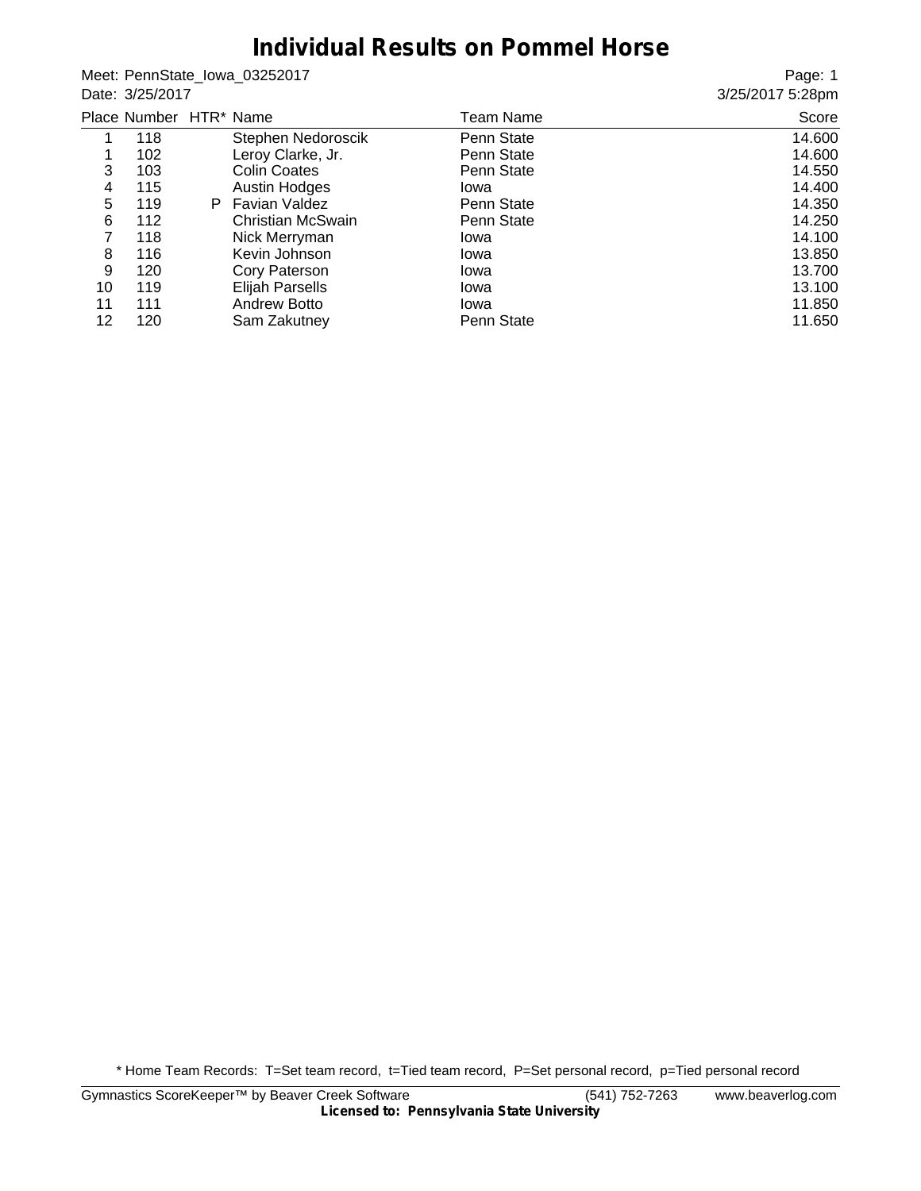# Individual Results on Pommel Horse

Meet: PennState_Iowa_03252017
Date: 3/25/2017

Page: 1
3/25/2017 5:28pm

| Place | Number | HTR* | Name | Team Name | Score |
|---|---|---|---|---|---|
| 1 | 118 | | Stephen Nedoroscik | Penn State | 14.600 |
| 1 | 102 | | Leroy Clarke, Jr. | Penn State | 14.600 |
| 3 | 103 | | Colin Coates | Penn State | 14.550 |
| 4 | 115 | | Austin Hodges | Iowa | 14.400 |
| 5 | 119 | P | Favian Valdez | Penn State | 14.350 |
| 6 | 112 | | Christian McSwain | Penn State | 14.250 |
| 7 | 118 | | Nick Merryman | Iowa | 14.100 |
| 8 | 116 | | Kevin Johnson | Iowa | 13.850 |
| 9 | 120 | | Cory Paterson | Iowa | 13.700 |
| 10 | 119 | | Elijah Parsells | Iowa | 13.100 |
| 11 | 111 | | Andrew Botto | Iowa | 11.850 |
| 12 | 120 | | Sam Zakutney | Penn State | 11.650 |

* Home Team Records: T=Set team record, t=Tied team record, P=Set personal record, p=Tied personal record

Gymnastics ScoreKeeper™ by Beaver Creek Software (541) 752-7263 www.beaverlog.com
**Licensed to: Pennsylvania State University**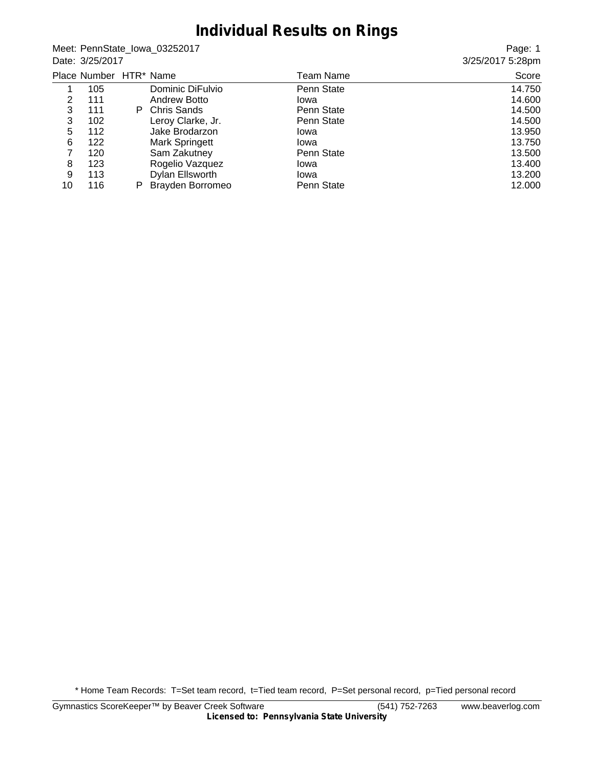# Individual Results on Rings

Meet: PennState_Iowa_03252017
Date: 3/25/2017

3/25/2017 5:28pm

| Place | Number | HTR* | Name | Team Name | Score |
|---|---|---|---|---|---|
| 1 | 105 | | Dominic DiFulvio | Penn State | 14.750 |
| 2 | 111 | | Andrew Botto | Iowa | 14.600 |
| 3 | 111 | P | Chris Sands | Penn State | 14.500 |
| 3 | 102 | | Leroy Clarke, Jr. | Penn State | 14.500 |
| 5 | 112 | | Jake Brodarzon | Iowa | 13.950 |
| 6 | 122 | | Mark Springett | Iowa | 13.750 |
| 7 | 120 | | Sam Zakutney | Penn State | 13.500 |
| 8 | 123 | | Rogelio Vazquez | Iowa | 13.400 |
| 9 | 113 | | Dylan Ellsworth | Iowa | 13.200 |
| 10 | 116 | P | Brayden Borromeo | Penn State | 12.000 |

* Home Team Records: T=Set team record, t=Tied team record, P=Set personal record, p=Tied personal record

Gymnastics ScoreKeeper™ by Beaver Creek Software (541) 752-7263 www.beaverlog.com
**Licensed to: Pennsylvania State University**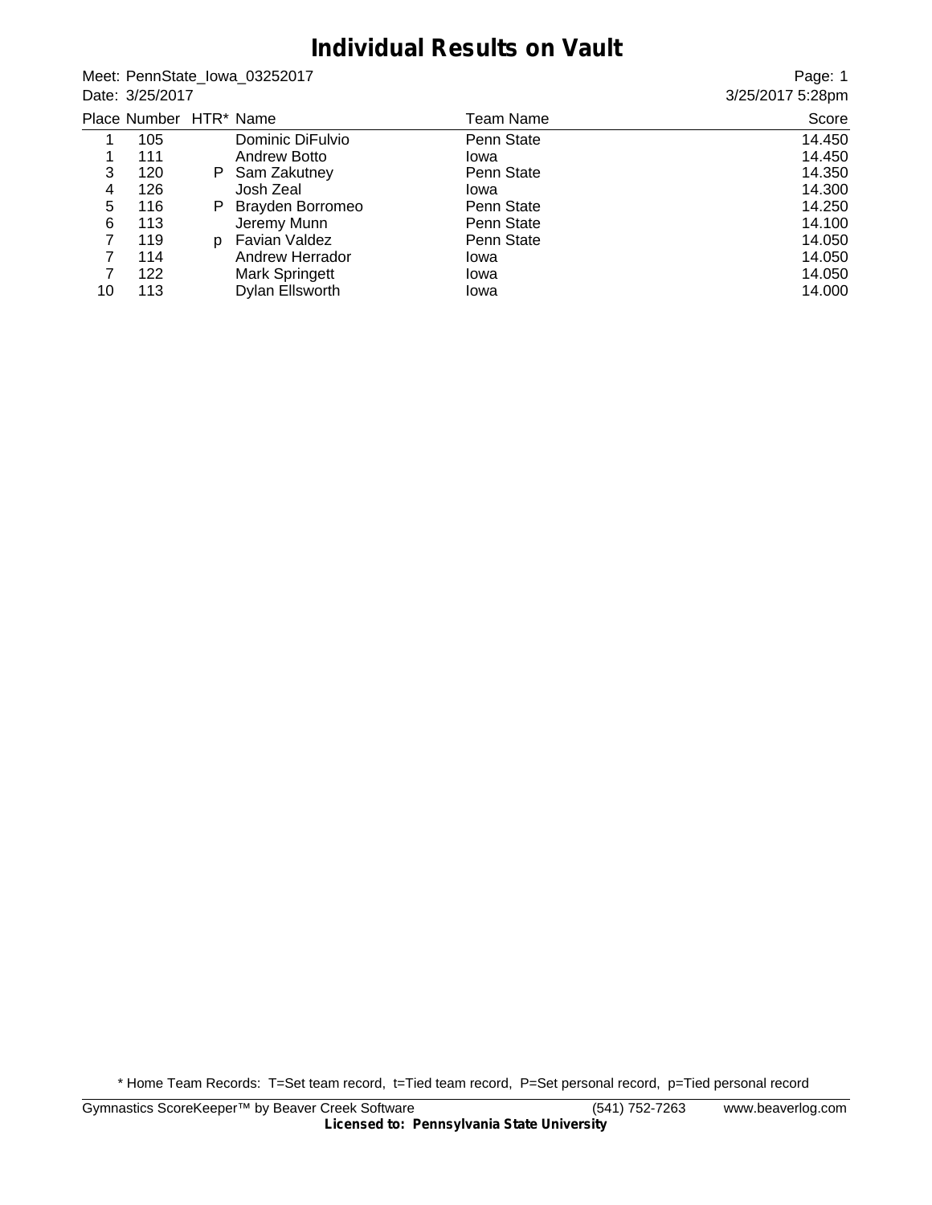# Individual Results on Vault

Meet: PennState_Iowa_03252017
Date: 3/25/2017

3/25/2017 5:28pm

| Place | Number | HTR* | Name | Team Name | Score |
|---|---|---|---|---|---|
| 1 | 105 | | Dominic DiFulvio | Penn State | 14.450 |
| 1 | 111 | | Andrew Botto | Iowa | 14.450 |
| 3 | 120 | P | Sam Zakutney | Penn State | 14.350 |
| 4 | 126 | | Josh Zeal | Iowa | 14.300 |
| 5 | 116 | P | Brayden Borromeo | Penn State | 14.250 |
| 6 | 113 | | Jeremy Munn | Penn State | 14.100 |
| 7 | 119 | p | Favian Valdez | Penn State | 14.050 |
| 7 | 114 | | Andrew Herrador | Iowa | 14.050 |
| 7 | 122 | | Mark Springett | Iowa | 14.050 |
| 10 | 113 | | Dylan Ellsworth | Iowa | 14.000 |

* Home Team Records: T=Set team record, t=Tied team record, P=Set personal record, p=Tied personal record

Gymnastics ScoreKeeper™ by Beaver Creek Software (541) 752-7263 www.beaverlog.com
**Licensed to: Pennsylvania State University**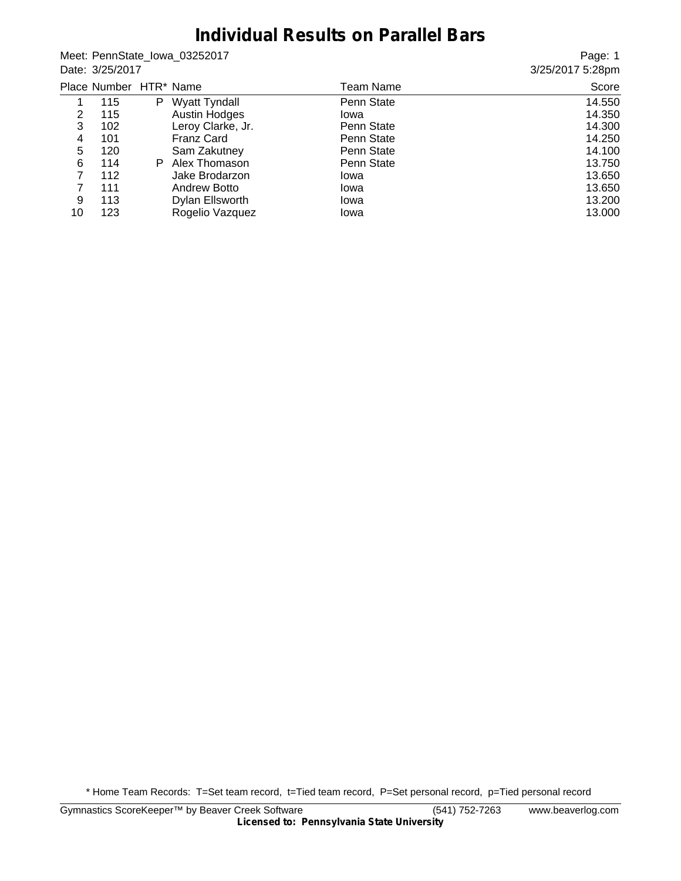# Individual Results on Parallel Bars

Meet: PennState_Iowa_03252017
Date: 3/25/2017

Page: 1
3/25/2017 5:28pm

| Place | Number | HTR* | Name | Team Name | Score |
|---|---|---|---|---|---|
| 1 | 115 | P | Wyatt Tyndall | Penn State | 14.550 |
| 2 | 115 | | Austin Hodges | Iowa | 14.350 |
| 3 | 102 | | Leroy Clarke, Jr. | Penn State | 14.300 |
| 4 | 101 | | Franz Card | Penn State | 14.250 |
| 5 | 120 | | Sam Zakutney | Penn State | 14.100 |
| 6 | 114 | P | Alex Thomason | Penn State | 13.750 |
| 7 | 112 | | Jake Brodarzon | Iowa | 13.650 |
| 7 | 111 | | Andrew Botto | Iowa | 13.650 |
| 9 | 113 | | Dylan Ellsworth | Iowa | 13.200 |
| 10 | 123 | | Rogelio Vazquez | Iowa | 13.000 |

* Home Team Records: T=Set team record, t=Tied team record, P=Set personal record, p=Tied personal record

Gymnastics ScoreKeeper™ by Beaver Creek Software (541) 752-7263 www.beaverlog.com
**Licensed to: Pennsylvania State University**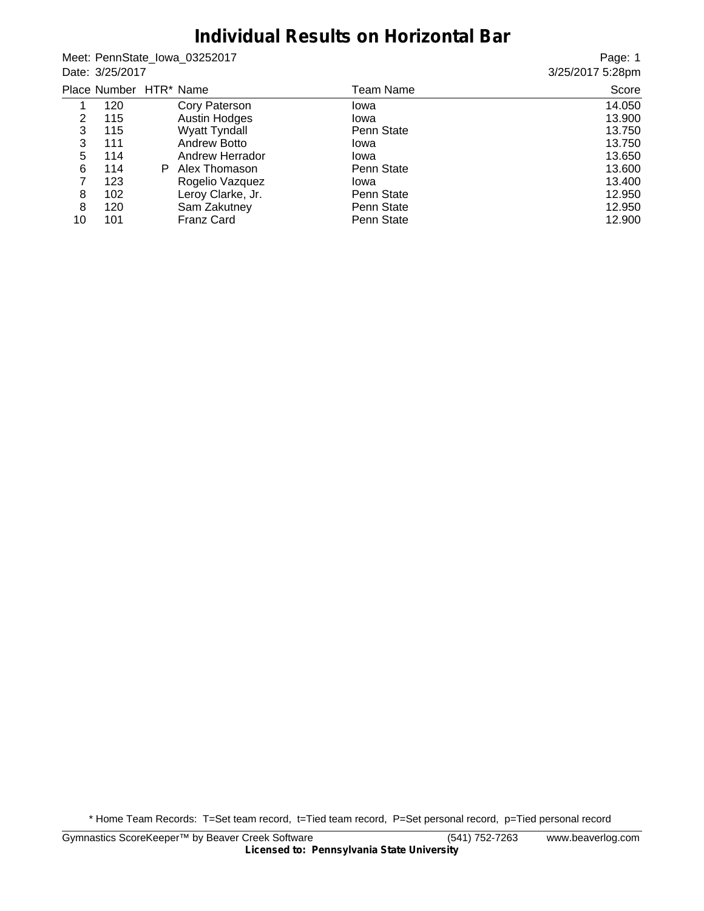# Individual Results on Horizontal Bar

Meet: PennState_Iowa_03252017
Date: 3/25/2017

Page: 1
3/25/2017 5:28pm

| Place | Number | HTR* | Name | Team Name | Score |
|---|---|---|---|---|---|
| 1 | 120 | | Cory Paterson | Iowa | 14.050 |
| 2 | 115 | | Austin Hodges | Iowa | 13.900 |
| 3 | 115 | | Wyatt Tyndall | Penn State | 13.750 |
| 3 | 111 | | Andrew Botto | Iowa | 13.750 |
| 5 | 114 | | Andrew Herrador | Iowa | 13.650 |
| 6 | 114 | P | Alex Thomason | Penn State | 13.600 |
| 7 | 123 | | Rogelio Vazquez | Iowa | 13.400 |
| 8 | 102 | | Leroy Clarke, Jr. | Penn State | 12.950 |
| 8 | 120 | | Sam Zakutney | Penn State | 12.950 |
| 10 | 101 | | Franz Card | Penn State | 12.900 |

* Home Team Records: T=Set team record, t=Tied team record, P=Set personal record, p=Tied personal record

Gymnastics ScoreKeeper™ by Beaver Creek Software (541) 752-7263 www.beaverlog.com
**Licensed to: Pennsylvania State University**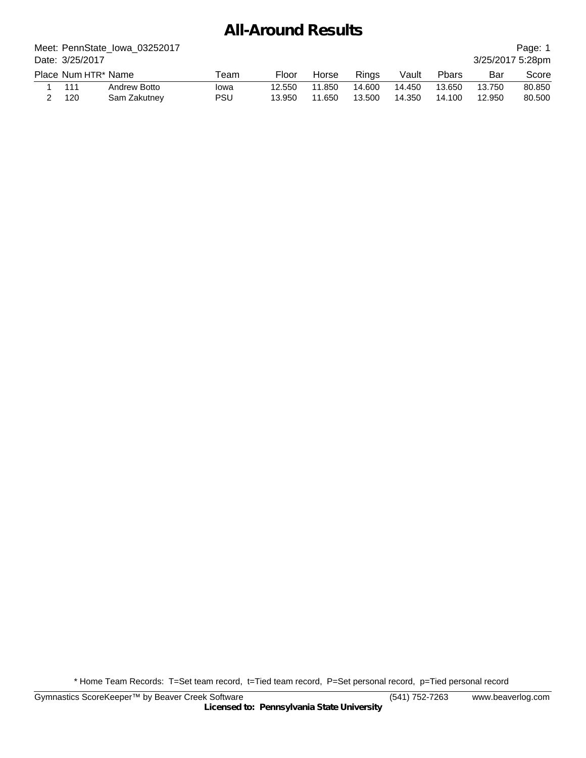# All-Around Results

Meet: PennState_Iowa_03252017
Date: 3/25/2017

3/25/2017 5:28pm

| Place | Num | HTR* | Name | Team | Floor | Horse | Rings | Vault | Pbars | Bar | Score |
|---|---|---|---|---|---|---|---|---|---|---|---|
| 1 | 111 | | Andrew Botto | Iowa | 12.550 | 11.850 | 14.600 | 14.450 | 13.650 | 13.750 | 80.850 |
| 2 | 120 | | Sam Zakutney | PSU | 13.950 | 11.650 | 13.500 | 14.350 | 14.100 | 12.950 | 80.500 |

* Home Team Records: T=Set team record, t=Tied team record, P=Set personal record, p=Tied personal record

Gymnastics ScoreKeeper™ by Beaver Creek Software (541) 752-7263 www.beaverlog.com

**Licensed to: Pennsylvania State University**